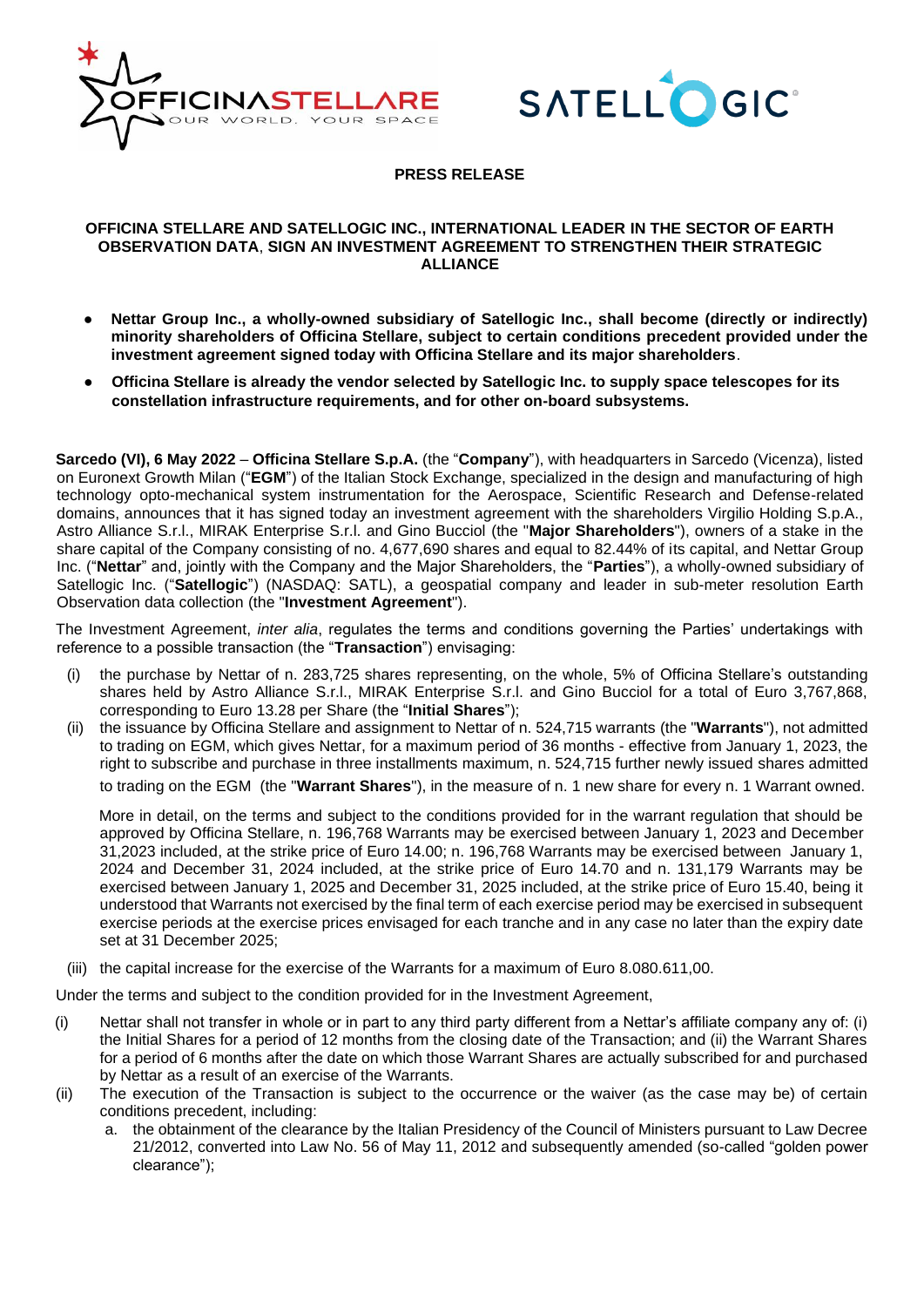**PRESS RELEASE**

**OFFICINA STELLARE AND SATELLOGIC INC., INTERNATIONAL LEADER IN THE SECTOR OF EARTH OBSERVATION DATA, SIGN AN INVESTMENT AGREEMENT TO STRENGTHEN THEIR STRATEGIC ALLIANCE**

- **Nettar Group Inc., a wholly-owned subsidiary of Satellogic Inc., shall become (directly or indirectly) minority shareholders of Officina Stellare, subject to certain conditions precedent provided under the investment agreement signed today with Officina Stellare and its major shareholders**.
- **Officina Stellare is already the vendor selected by Satellogic Inc. to supply space telescopes for its constellation infrastructure requirements, and for other on-board subsystems.**

**Sarcedo (VI), 6 May 2022** – **Officina Stellare S.p.A.** (the "**Company**"), with headquarters in Sarcedo (Vicenza), listed on Euronext Growth Milan ("**EGM**") of the Italian Stock Exchange, specialized in the design and manufacturing of high technology opto-mechanical system instrumentation for the Aerospace, Scientific Research and Defense-related domains, announces that it has signed today an investment agreement with the shareholders Virgilio Holding S.p.A., Astro Alliance S.r.l., MIRAK Enterprise S.r.l. and Gino Bucciol (the "**Major Shareholders**"), owners of a stake in the share capital of the Company consisting of no. 4,677,690 shares and equal to 82.44% of its capital, and Nettar Group Inc. ("**Nettar**" and, jointly with the Company and the Major Shareholders, the "**Parties**"), a wholly-owned subsidiary of Satellogic Inc. ("**Satellogic**") (NASDAQ: SATL), a geospatial company and leader in sub-meter resolution Earth Observation data collection (the "**Investment Agreement**").

The Investment Agreement, *inter alia*, regulates the terms and conditions governing the Parties' undertakings with reference to a possible transaction (the "**Transaction**") envisaging:

(i) the purchase by Nettar of n. 283,725 shares representing, on the whole, 5% of Officina Stellare's outstanding shares held by Astro Alliance S.r.l., MIRAK Enterprise S.r.l. and Gino Bucciol for a total of Euro 3,767,868, corresponding to Euro 13.28 per Share (the "**Initial Shares**");

(ii) the issuance by Officina Stellare and assignment to Nettar of n. 524,715 warrants (the "**Warrants**"), not admitted to trading on EGM, which gives Nettar, for a maximum period of 36 months - effective from January 1, 2023, the right to subscribe and purchase in three installments maximum, n. 524,715 further newly issued shares admitted to trading on the EGM (the "**Warrant Shares**"), in the measure of n. 1 new share for every n. 1 Warrant owned.

More in detail, on the terms and subject to the conditions provided for in the warrant regulation that should be approved by Officina Stellare, n. 196,768 Warrants may be exercised between January 1, 2023 and December 31,2023 included, at the strike price of Euro 14.00; n. 196,768 Warrants may be exercised between January 1, 2024 and December 31, 2024 included, at the strike price of Euro 14.70 and n. 131,179 Warrants may be exercised between January 1, 2025 and December 31, 2025 included, at the strike price of Euro 15.40, being it understood that Warrants not exercised by the final term of each exercise period may be exercised in subsequent exercise periods at the exercise prices envisaged for each tranche and in any case no later than the expiry date set at 31 December 2025;

(iii) the capital increase for the exercise of the Warrants for a maximum of Euro 8.080.611,00.

Under the terms and subject to the condition provided for in the Investment Agreement,

(i) Nettar shall not transfer in whole or in part to any third party different from a Nettar's affiliate company any of: (i) the Initial Shares for a period of 12 months from the closing date of the Transaction; and (ii) the Warrant Shares for a period of 6 months after the date on which those Warrant Shares are actually subscribed for and purchased by Nettar as a result of an exercise of the Warrants.

(ii) The execution of the Transaction is subject to the occurrence or the waiver (as the case may be) of certain conditions precedent, including:

   a. the obtainment of the clearance by the Italian Presidency of the Council of Ministers pursuant to Law Decree 21/2012, converted into Law No. 56 of May 11, 2012 and subsequently amended (so-called "golden power clearance");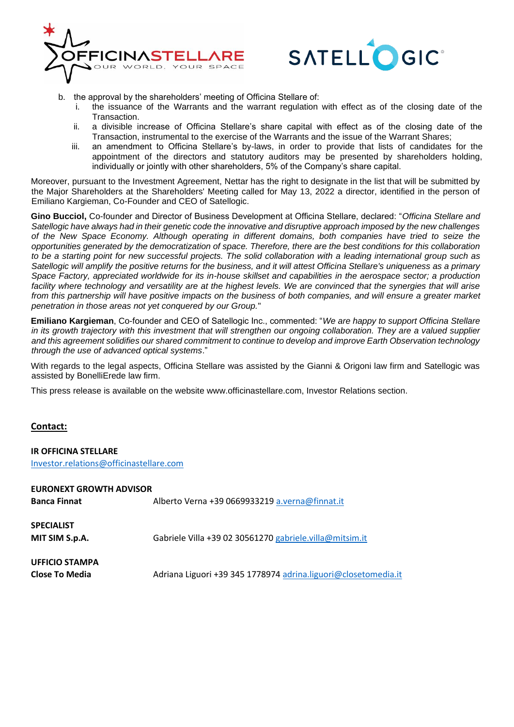b. the approval by the shareholders' meeting of Officina Stellare of:
   i. the issuance of the Warrants and the warrant regulation with effect as of the closing date of the Transaction.
   ii. a divisible increase of Officina Stellare's share capital with effect as of the closing date of the Transaction, instrumental to the exercise of the Warrants and the issue of the Warrant Shares;
   iii. an amendment to Officina Stellare's by-laws, in order to provide that lists of candidates for the appointment of the directors and statutory auditors may be presented by shareholders holding, individually or jointly with other shareholders, 5% of the Company's share capital.

Moreover, pursuant to the Investment Agreement, Nettar has the right to designate in the list that will be submitted by the Major Shareholders at the Shareholders' Meeting called for May 13, 2022 a director, identified in the person of Emiliano Kargieman, Co-Founder and CEO of Satellogic.

**Gino Bucciol,** Co-founder and Director of Business Development at Officina Stellare, declared: "*Officina Stellare and Satellogic have always had in their genetic code the innovative and disruptive approach imposed by the new challenges of the New Space Economy. Although operating in different domains, both companies have tried to seize the opportunities generated by the democratization of space. Therefore, there are the best conditions for this collaboration to be a starting point for new successful projects. The solid collaboration with a leading international group such as Satellogic will amplify the positive returns for the business, and it will attest Officina Stellare's uniqueness as a primary Space Factory, appreciated worldwide for its in-house skillset and capabilities in the aerospace sector; a production facility where technology and versatility are at the highest levels. We are convinced that the synergies that will arise from this partnership will have positive impacts on the business of both companies, and will ensure a greater market penetration in those areas not yet conquered by our Group.*"

**Emiliano Kargieman**, Co-founder and CEO of Satellogic Inc., commented: "*We are happy to support Officina Stellare in its growth trajectory with this investment that will strengthen our ongoing collaboration. They are a valued supplier and this agreement solidifies our shared commitment to continue to develop and improve Earth Observation technology through the use of advanced optical systems*."

With regards to the legal aspects, Officina Stellare was assisted by the Gianni & Origoni law firm and Satellogic was assisted by BonelliErede law firm.

This press release is available on the website www.officinastellare.com, Investor Relations section.

**Contact:**

**IR OFFICINA STELLARE**
Investor.relations@officinastellare.com

**EURONEXT GROWTH ADVISOR**
**Banca Finnat** Alberto Verna +39 0669933219 a.verna@finnat.it

**SPECIALIST**
**MIT SIM S.p.A.** Gabriele Villa +39 02 30561270 gabriele.villa@mitsim.it

**UFFICIO STAMPA**
**Close To Media** Adriana Liguori +39 345 1778974 adrina.liguori@closetomedia.it